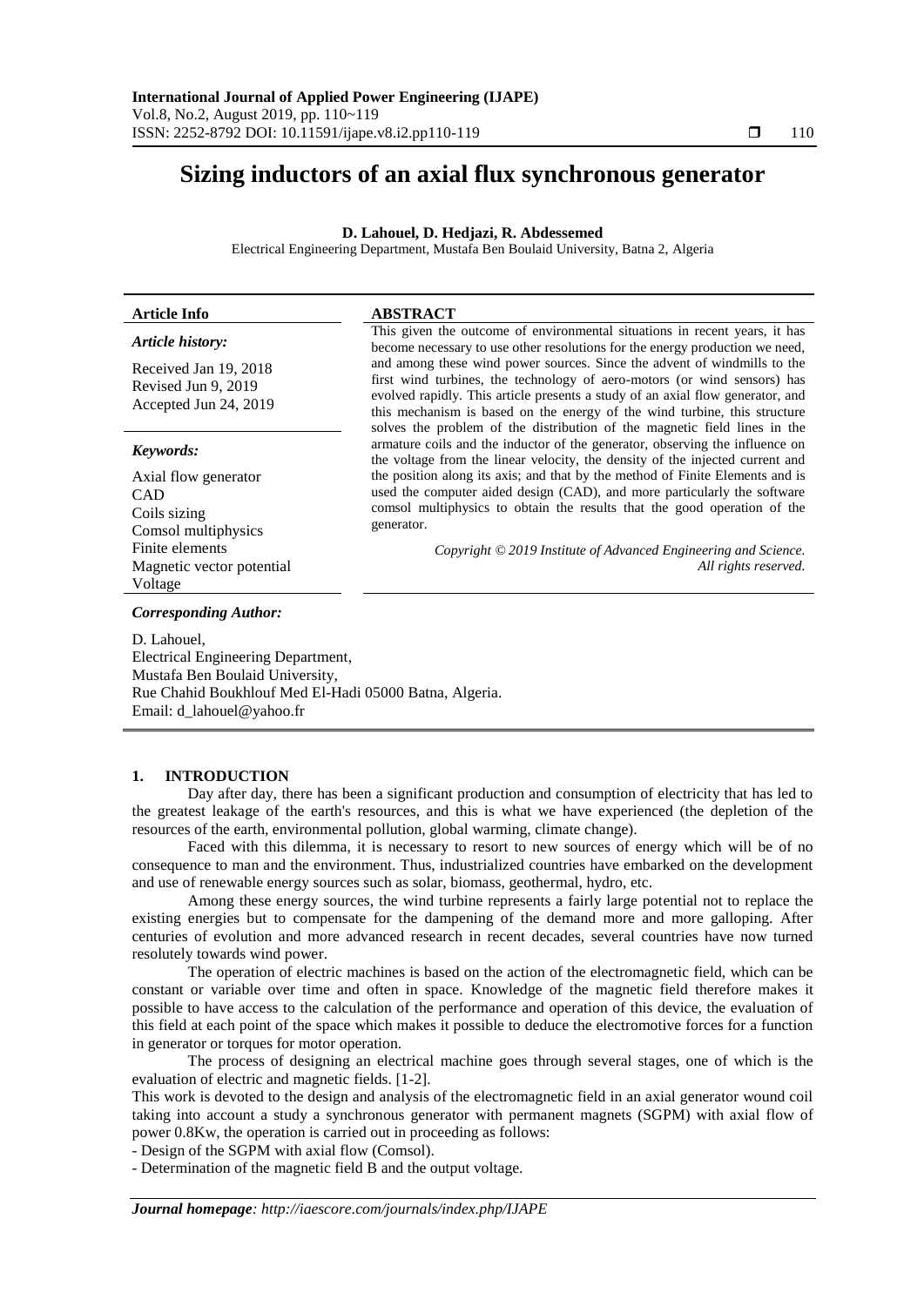# Sizing inductors of an axial flux synchronous generator

**D. Lahouel, D. Hedjazi, R. Abdessemed**

Electrical Engineering Department, Mustafa Ben Boulaid University, Batna 2, Algeria

**Article Info**

*Article history:*

Received Jan 19, 2018
Revised Jun 9, 2019
Accepted Jun 24, 2019

*Keywords:*

Axial flow generator
CAD
Coils sizing
Comsol multiphysics
Finite elements
Magnetic vector potential
Voltage

**ABSTRACT**

This given the outcome of environmental situations in recent years, it has become necessary to use other resolutions for the energy production we need, and among these wind power sources. Since the advent of windmills to the first wind turbines, the technology of aero-motors (or wind sensors) has evolved rapidly. This article presents a study of an axial flow generator, and this mechanism is based on the energy of the wind turbine, this structure solves the problem of the distribution of the magnetic field lines in the armature coils and the inductor of the generator, observing the influence on the voltage from the linear velocity, the density of the injected current and the position along its axis; and that by the method of Finite Elements and is used the computer aided design (CAD), and more particularly the software comsol multiphysics to obtain the results that the good operation of the generator.

*Copyright © 2019 Institute of Advanced Engineering and Science. All rights reserved.*

*Corresponding Author:*

D. Lahouel,
Electrical Engineering Department,
Mustafa Ben Boulaid University,
Rue Chahid Boukhlouf Med El-Hadi 05000 Batna, Algeria.
Email: d_lahouel@yahoo.fr

## 1. INTRODUCTION

Day after day, there has been a significant production and consumption of electricity that has led to the greatest leakage of the earth's resources, and this is what we have experienced (the depletion of the resources of the earth, environmental pollution, global warming, climate change).

Faced with this dilemma, it is necessary to resort to new sources of energy which will be of no consequence to man and the environment. Thus, industrialized countries have embarked on the development and use of renewable energy sources such as solar, biomass, geothermal, hydro, etc.

Among these energy sources, the wind turbine represents a fairly large potential not to replace the existing energies but to compensate for the dampening of the demand more and more galloping. After centuries of evolution and more advanced research in recent decades, several countries have now turned resolutely towards wind power.

The operation of electric machines is based on the action of the electromagnetic field, which can be constant or variable over time and often in space. Knowledge of the magnetic field therefore makes it possible to have access to the calculation of the performance and operation of this device, the evaluation of this field at each point of the space which makes it possible to deduce the electromotive forces for a function in generator or torques for motor operation.

The process of designing an electrical machine goes through several stages, one of which is the evaluation of electric and magnetic fields. [1-2].

This work is devoted to the design and analysis of the electromagnetic field in an axial generator wound coil taking into account a study a synchronous generator with permanent magnets (SGPM) with axial flow of power 0.8Kw, the operation is carried out in proceeding as follows:

- Design of the SGPM with axial flow (Comsol).
- Determination of the magnetic field B and the output voltage.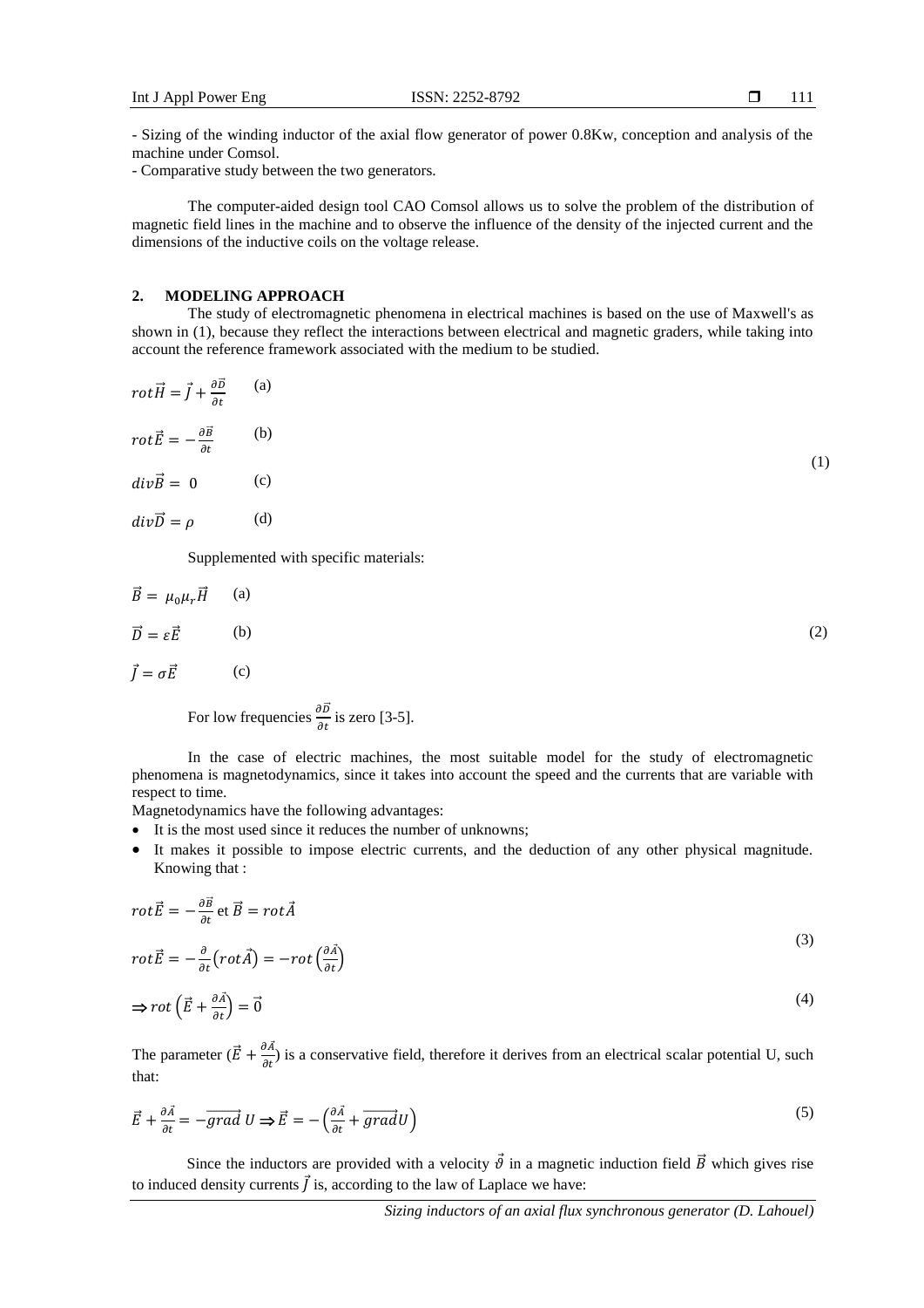- Sizing of the winding inductor of the axial flow generator of power 0.8Kw, conception and analysis of the machine under Comsol.
- Comparative study between the two generators.

The computer-aided design tool CAO Comsol allows us to solve the problem of the distribution of magnetic field lines in the machine and to observe the influence of the density of the injected current and the dimensions of the inductive coils on the voltage release.

## 2. MODELING APPROACH

The study of electromagnetic phenomena in electrical machines is based on the use of Maxwell's as shown in (1), because they reflect the interactions between electrical and magnetic graders, while taking into account the reference framework associated with the medium to be studied.

$$
\begin{aligned}
&rot\vec{H} = \vec{J} + \frac{\partial \vec{D}}{\partial t} && \text{(a)}\\
&rot\vec{E} = -\frac{\partial \vec{B}}{\partial t} && \text{(b)}\\
&div\vec{B} = 0 && \text{(c)}\\
&div\vec{D} = \rho && \text{(d)}
\end{aligned}
\tag{1}
$$

Supplemented with specific materials:

$$
\begin{aligned}
&\vec{B} = \mu_0\mu_r\vec{H} && \text{(a)}\\
&\vec{D} = \varepsilon\vec{E} && \text{(b)}\\
&\vec{J} = \sigma\vec{E} && \text{(c)}
\end{aligned}
\tag{2}
$$

For low frequencies $\frac{\partial \vec{D}}{\partial t}$ is zero [3-5].

In the case of electric machines, the most suitable model for the study of electromagnetic phenomena is magnetodynamics, since it takes into account the speed and the currents that are variable with respect to time.

Magnetodynamics have the following advantages:

- It is the most used since it reduces the number of unknowns;
- It makes it possible to impose electric currents, and the deduction of any other physical magnitude. Knowing that :

$$
rot\vec{E} = -\frac{\partial \vec{B}}{\partial t} \text{ et } \vec{B} = rot\vec{A}
$$

$$
rot\vec{E} = -\frac{\partial}{\partial t}\left(rot\vec{A}\right) = -rot\left(\frac{\partial \vec{A}}{\partial t}\right)
\tag{3}
$$

$$
\Rightarrow rot\left(\vec{E} + \frac{\partial \vec{A}}{\partial t}\right) = \vec{0}
\tag{4}
$$

The parameter $(\vec{E} + \frac{\partial \vec{A}}{\partial t})$ is a conservative field, therefore it derives from an electrical scalar potential U, such that:

$$
\vec{E} + \frac{\partial \vec{A}}{\partial t} = -\overrightarrow{grad}\,U \Rightarrow \vec{E} = -\left(\frac{\partial \vec{A}}{\partial t} + \overrightarrow{grad}U\right)
\tag{5}
$$

Since the inductors are provided with a velocity $\vec{\vartheta}$ in a magnetic induction field $\vec{B}$ which gives rise to induced density currents $\vec{J}$ is, according to the law of Laplace we have: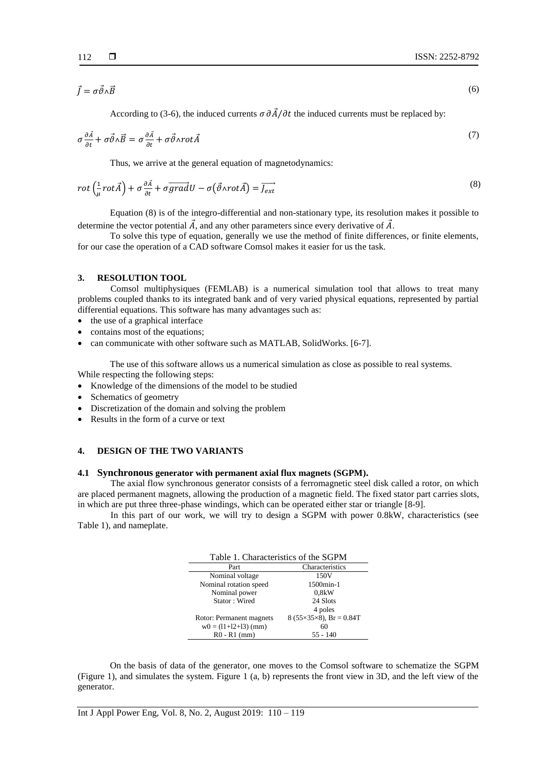$$\vec{J} = \sigma\vec{\vartheta}\wedge\vec{B} \tag{6}$$

According to (3-6), the induced currents $\sigma\,\partial\vec{A}/\partial t$ the induced currents must be replaced by:

$$\sigma\frac{\partial\vec{A}}{\partial t} + \sigma\vec{\vartheta}\wedge\vec{B} = \sigma\frac{\partial\vec{A}}{\partial t} + \sigma\vec{\vartheta}\wedge rot\vec{A} \tag{7}$$

Thus, we arrive at the general equation of magnetodynamics:

$$rot\left(\frac{1}{\mu}rot\vec{A}\right) + \sigma\frac{\partial\vec{A}}{\partial t} + \sigma\overrightarrow{grad}U - \sigma\left(\vec{\vartheta}\wedge rot\vec{A}\right) = \overrightarrow{J_{ext}} \tag{8}$$

Equation (8) is of the integro-differential and non-stationary type, its resolution makes it possible to determine the vector potential $\vec{A}$, and any other parameters since every derivative of $\vec{A}$.

To solve this type of equation, generally we use the method of finite differences, or finite elements, for our case the operation of a CAD software Comsol makes it easier for us the task.

## 3. RESOLUTION TOOL

Comsol multiphysiques (FEMLAB) is a numerical simulation tool that allows to treat many problems coupled thanks to its integrated bank and of very varied physical equations, represented by partial differential equations. This software has many advantages such as:

- the use of a graphical interface
- contains most of the equations;
- can communicate with other software such as MATLAB, SolidWorks. [6-7].

The use of this software allows us a numerical simulation as close as possible to real systems.
While respecting the following steps:

- Knowledge of the dimensions of the model to be studied
- Schematics of geometry
- Discretization of the domain and solving the problem
- Results in the form of a curve or text

## 4. DESIGN OF THE TWO VARIANTS

### 4.1 Synchronous generator with permanent axial flux magnets (SGPM).

The axial flow synchronous generator consists of a ferromagnetic steel disk called a rotor, on which are placed permanent magnets, allowing the production of a magnetic field. The fixed stator part carries slots, in which are put three three-phase windings, which can be operated either star or triangle [8-9].

In this part of our work, we will try to design a SGPM with power 0.8kW, characteristics (see Table 1), and nameplate.

Table 1. Characteristics of the SGPM

| Part | Characteristics |
|---|---|
| Nominal voltage | 150V |
| Nominal rotation speed | 1500min-1 |
| Nominal power | 0,8kW |
| Stator : Wired | 24 Slots |
| | 4 poles |
| Rotor: Permanent magnets | 8 (55×35×8), Br = 0.84T |
| w0 = (l1+l2+l3) (mm) | 60 |
| R0 - R1 (mm) | 55 - 140 |

On the basis of data of the generator, one moves to the Comsol software to schematize the SGPM (Figure 1), and simulates the system. Figure 1 (a, b) represents the front view in 3D, and the left view of the generator.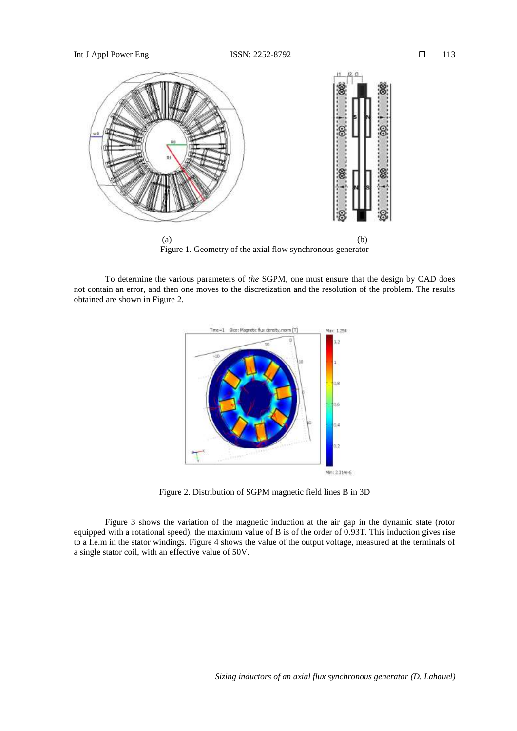(a) (b)

Figure 1. Geometry of the axial flow synchronous generator

To determine the various parameters of *the* SGPM, one must ensure that the design by CAD does not contain an error, and then one moves to the discretization and the resolution of the problem. The results obtained are shown in Figure 2.

Figure 2. Distribution of SGPM magnetic field lines B in 3D

Figure 3 shows the variation of the magnetic induction at the air gap in the dynamic state (rotor equipped with a rotational speed), the maximum value of B is of the order of 0.93T. This induction gives rise to a f.e.m in the stator windings. Figure 4 shows the value of the output voltage, measured at the terminals of a single stator coil, with an effective value of 50V.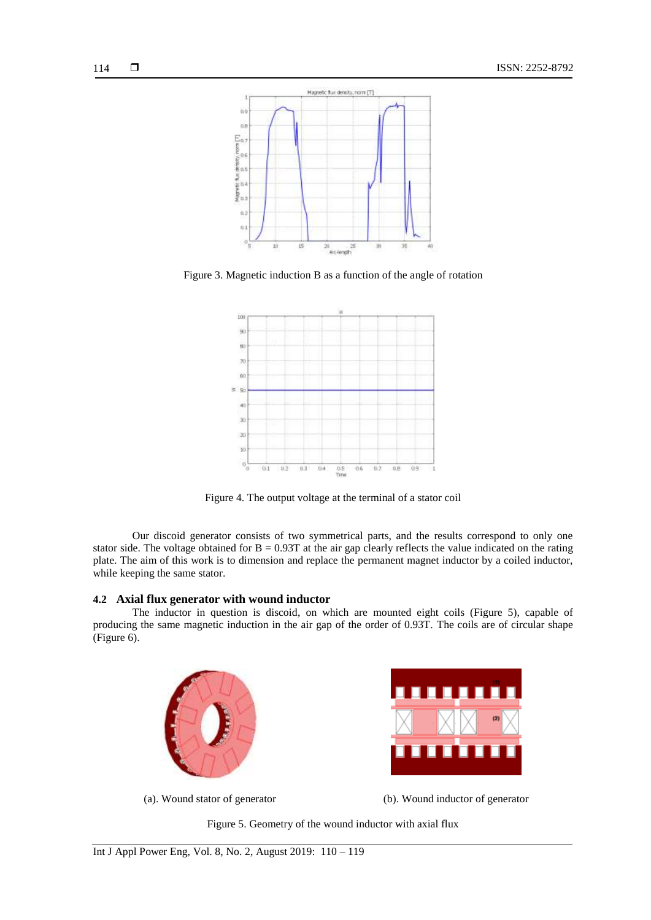Figure 3. Magnetic induction B as a function of the angle of rotation

Figure 4. The output voltage at the terminal of a stator coil

Our discoid generator consists of two symmetrical parts, and the results correspond to only one stator side. The voltage obtained for B = 0.93T at the air gap clearly reflects the value indicated on the rating plate. The aim of this work is to dimension and replace the permanent magnet inductor by a coiled inductor, while keeping the same stator.

### 4.2 Axial flux generator with wound inductor

The inductor in question is discoid, on which are mounted eight coils (Figure 5), capable of producing the same magnetic induction in the air gap of the order of 0.93T. The coils are of circular shape (Figure 6).

(a). Wound stator of generator

(b). Wound inductor of generator

Figure 5. Geometry of the wound inductor with axial flux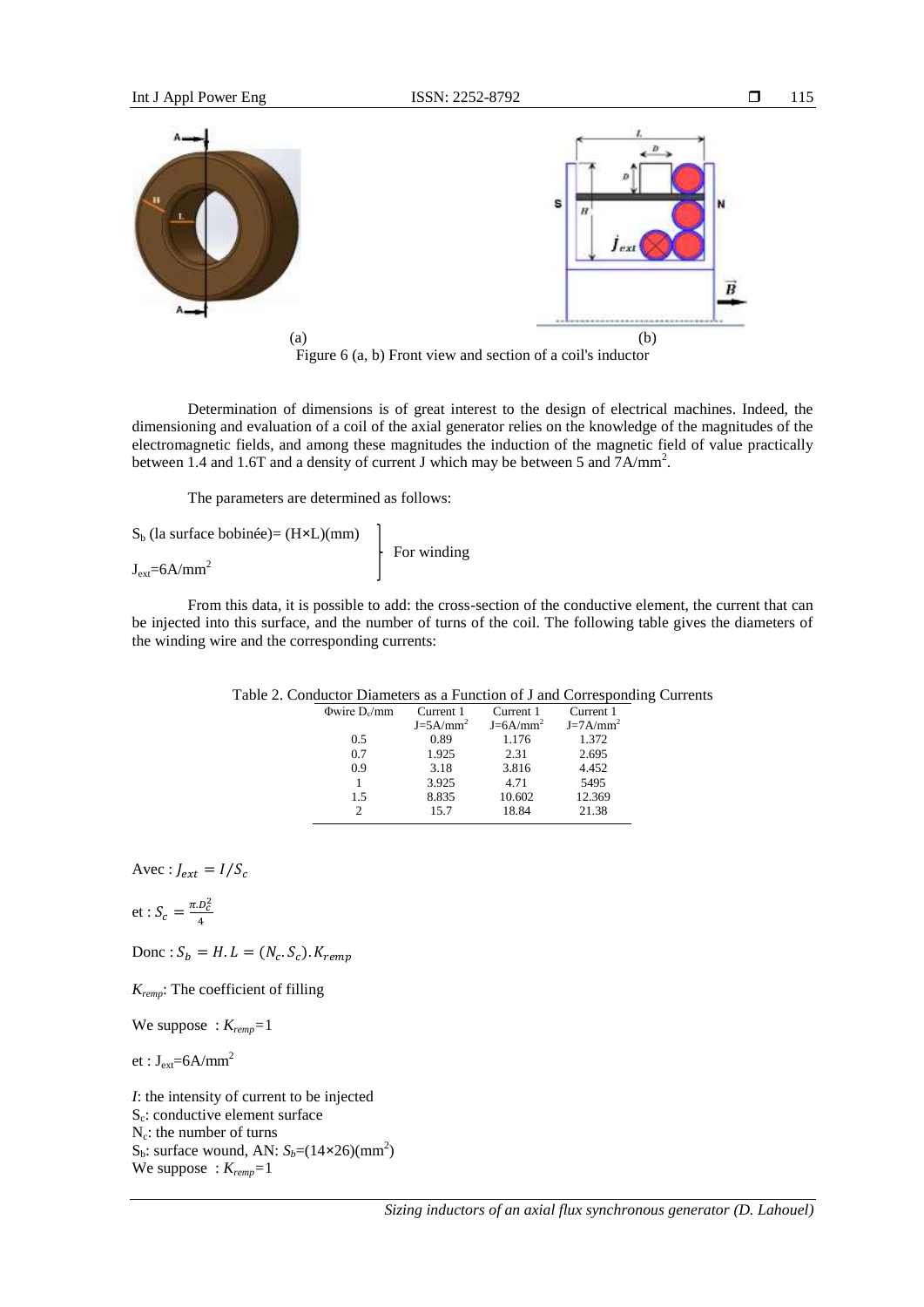(a) (b)

Figure 6 (a, b) Front view and section of a coil's inductor

Determination of dimensions is of great interest to the design of electrical machines. Indeed, the dimensioning and evaluation of a coil of the axial generator relies on the knowledge of the magnitudes of the electromagnetic fields, and among these magnitudes the induction of the magnetic field of value practically between 1.4 and 1.6T and a density of current J which may be between 5 and 7A/mm$^2$.

The parameters are determined as follows:

$S_b$ (la surface bobinée)= (H×L)(mm)
$J_{ext}$=6A/mm$^2$ } For winding

From this data, it is possible to add: the cross-section of the conductive element, the current that can be injected into this surface, and the number of turns of the coil. The following table gives the diameters of the winding wire and the corresponding currents:

Table 2. Conductor Diameters as a Function of J and Corresponding Currents

| Φwire $D_c$/mm | Current 1 J=5A/mm$^2$ | Current 1 J=6A/mm$^2$ | Current 1 J=7A/mm$^2$ |
|---|---|---|---|
| 0.5 | 0.89 | 1.176 | 1.372 |
| 0.7 | 1.925 | 2.31 | 2.695 |
| 0.9 | 3.18 | 3.816 | 4.452 |
| 1 | 3.925 | 4.71 | 5495 |
| 1.5 | 8.835 | 10.602 | 12.369 |
| 2 | 15.7 | 18.84 | 21.38 |

Avec : $J_{ext} = I/S_c$

et : $S_c = \frac{\pi.D_c^2}{4}$

Donc : $S_b = H.L = (N_c.S_c).K_{remp}$

$K_{remp}$: The coefficient of filling

We suppose : $K_{remp}$=1

et : $J_{ext}$=6A/mm$^2$

$I$: the intensity of current to be injected
$S_c$: conductive element surface
$N_c$: the number of turns
$S_b$: surface wound, AN: $S_b$=(14×26)(mm$^2$)
We suppose : $K_{remp}$=1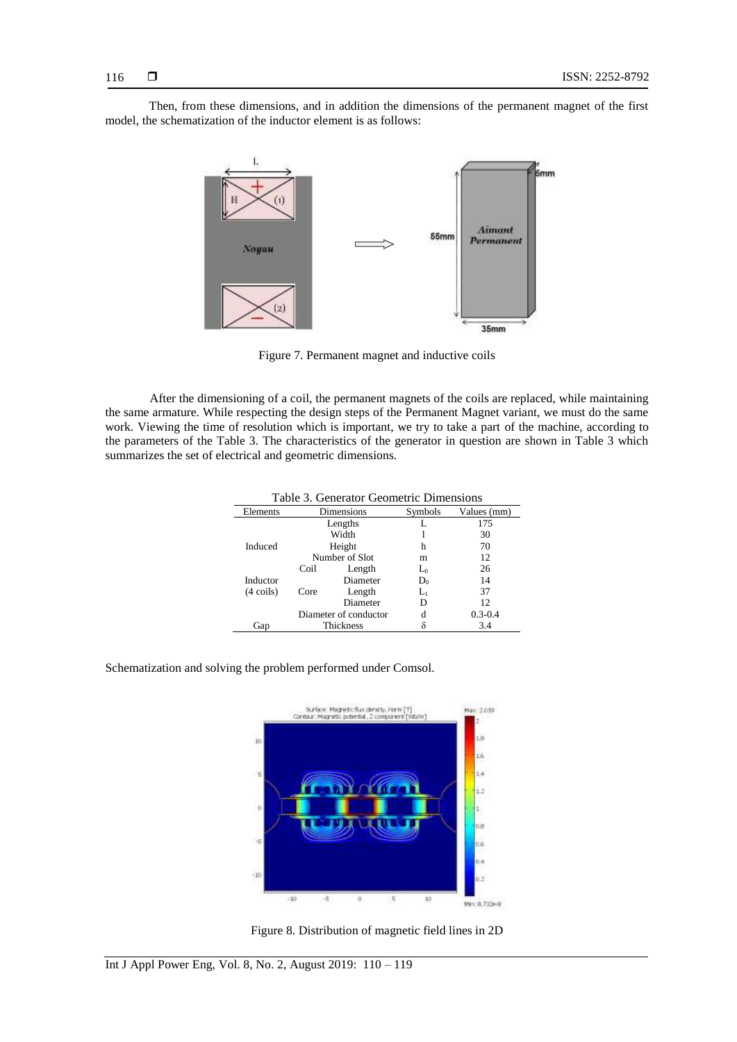Then, from these dimensions, and in addition the dimensions of the permanent magnet of the first model, the schematization of the inductor element is as follows:

Figure 7. Permanent magnet and inductive coils

After the dimensioning of a coil, the permanent magnets of the coils are replaced, while maintaining the same armature. While respecting the design steps of the Permanent Magnet variant, we must do the same work. Viewing the time of resolution which is important, we try to take a part of the machine, according to the parameters of the Table 3. The characteristics of the generator in question are shown in Table 3 which summarizes the set of electrical and geometric dimensions.

Table 3. Generator Geometric Dimensions

| Elements | Dimensions | | Symbols | Values (mm) |
|---|---|---|---|---|
| Induced | Lengths | | L | 175 |
| | Width | | l | 30 |
| | Height | | h | 70 |
| | Number of Slot | | m | 12 |
| Inductor (4 coils) | Coil | Length | $L_0$ | 26 |
| | | Diameter | $D_0$ | 14 |
| | Core | Length | $L_1$ | 37 |
| | | Diameter | D | 12 |
| | Diameter of conductor | | d | 0.3-0.4 |
| Gap | Thickness | | $\delta$ | 3.4 |

Schematization and solving the problem performed under Comsol.

Figure 8. Distribution of magnetic field lines in 2D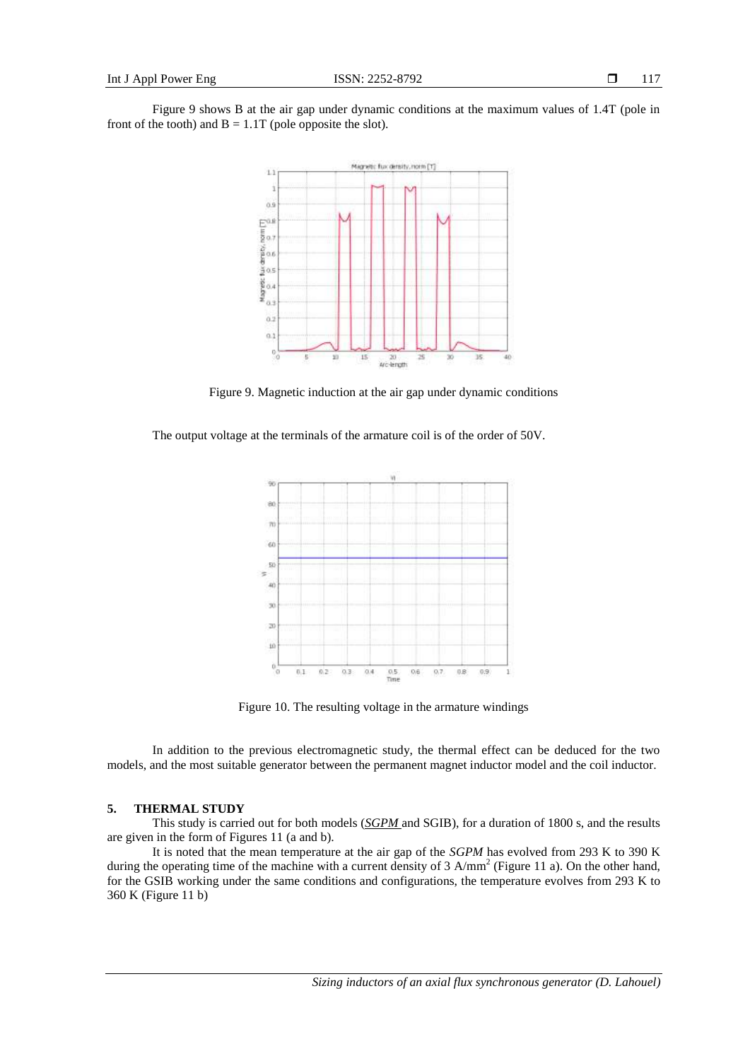Figure 9 shows B at the air gap under dynamic conditions at the maximum values of 1.4T (pole in front of the tooth) and B = 1.1T (pole opposite the slot).

Figure 9. Magnetic induction at the air gap under dynamic conditions

The output voltage at the terminals of the armature coil is of the order of 50V.

Figure 10. The resulting voltage in the armature windings

In addition to the previous electromagnetic study, the thermal effect can be deduced for the two models, and the most suitable generator between the permanent magnet inductor model and the coil inductor.

## 5. THERMAL STUDY

This study is carried out for both models (*SGPM* and SGIB), for a duration of 1800 s, and the results are given in the form of Figures 11 (a and b).

It is noted that the mean temperature at the air gap of the *SGPM* has evolved from 293 K to 390 K during the operating time of the machine with a current density of 3 A/mm$^2$ (Figure 11 a). On the other hand, for the GSIB working under the same conditions and configurations, the temperature evolves from 293 K to 360 K (Figure 11 b)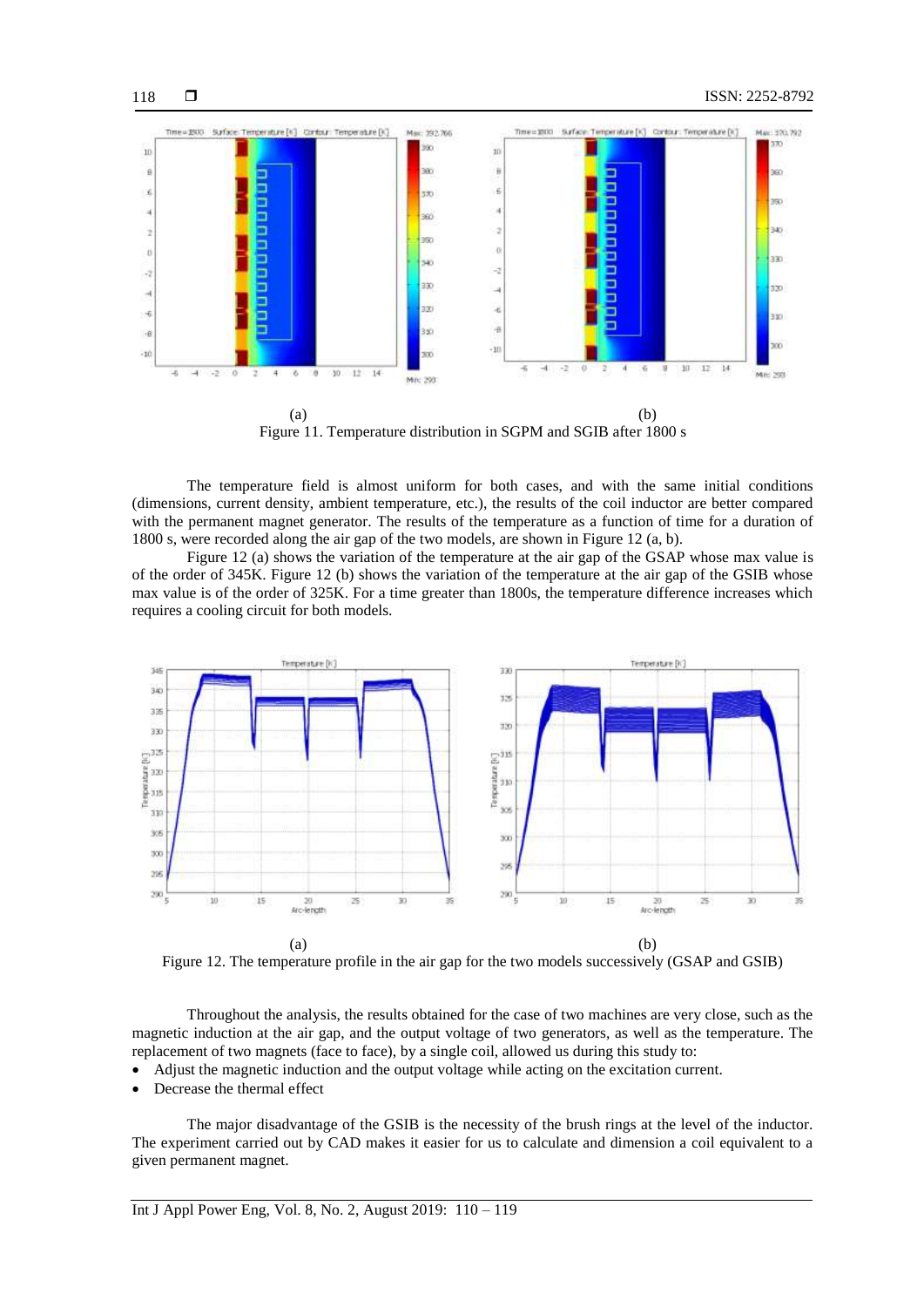(a) (b)

Figure 11. Temperature distribution in SGPM and SGIB after 1800 s

The temperature field is almost uniform for both cases, and with the same initial conditions (dimensions, current density, ambient temperature, etc.), the results of the coil inductor are better compared with the permanent magnet generator. The results of the temperature as a function of time for a duration of 1800 s, were recorded along the air gap of the two models, are shown in Figure 12 (a, b).

Figure 12 (a) shows the variation of the temperature at the air gap of the GSAP whose max value is of the order of 345K. Figure 12 (b) shows the variation of the temperature at the air gap of the GSIB whose max value is of the order of 325K. For a time greater than 1800s, the temperature difference increases which requires a cooling circuit for both models.

(a) (b)

Figure 12. The temperature profile in the air gap for the two models successively (GSAP and GSIB)

Throughout the analysis, the results obtained for the case of two machines are very close, such as the magnetic induction at the air gap, and the output voltage of two generators, as well as the temperature. The replacement of two magnets (face to face), by a single coil, allowed us during this study to:

- Adjust the magnetic induction and the output voltage while acting on the excitation current.
- Decrease the thermal effect

The major disadvantage of the GSIB is the necessity of the brush rings at the level of the inductor. The experiment carried out by CAD makes it easier for us to calculate and dimension a coil equivalent to a given permanent magnet.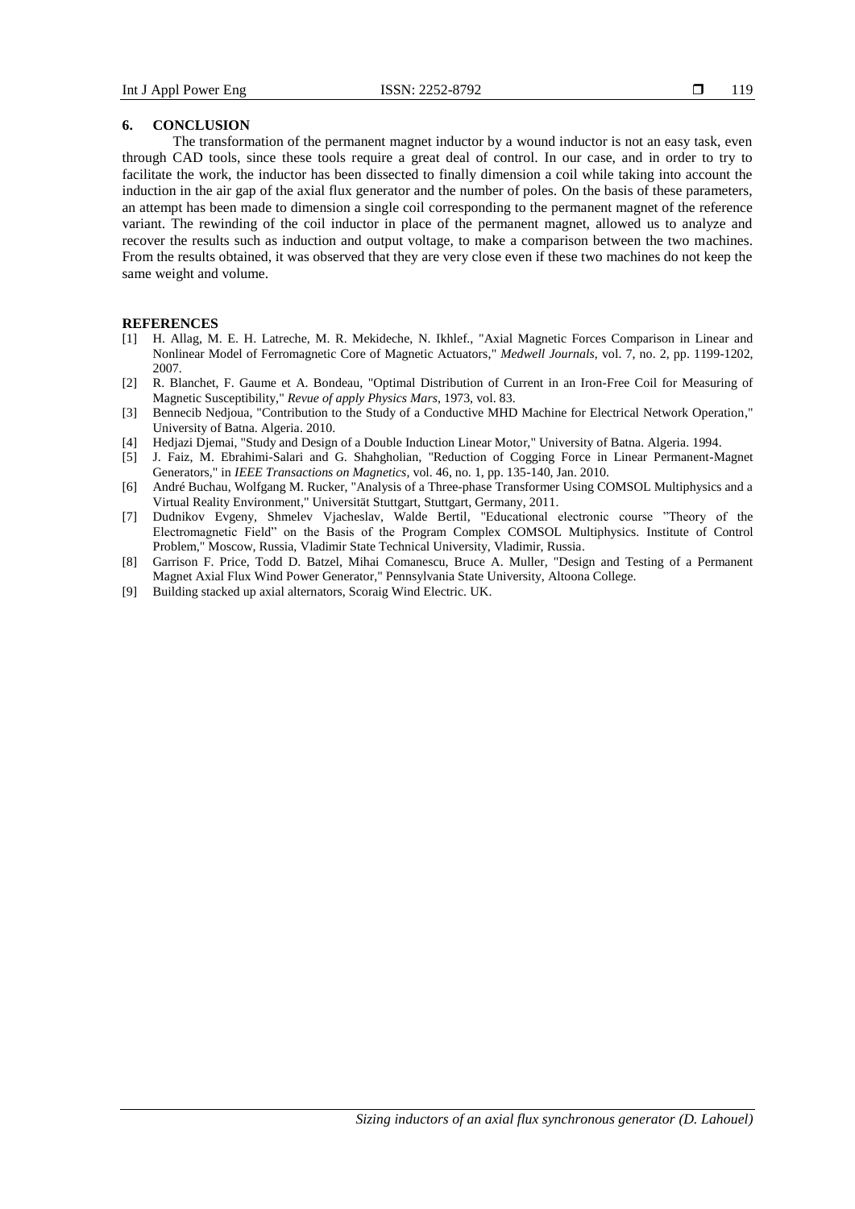## 6. CONCLUSION

The transformation of the permanent magnet inductor by a wound inductor is not an easy task, even through CAD tools, since these tools require a great deal of control. In our case, and in order to try to facilitate the work, the inductor has been dissected to finally dimension a coil while taking into account the induction in the air gap of the axial flux generator and the number of poles. On the basis of these parameters, an attempt has been made to dimension a single coil corresponding to the permanent magnet of the reference variant. The rewinding of the coil inductor in place of the permanent magnet, allowed us to analyze and recover the results such as induction and output voltage, to make a comparison between the two machines. From the results obtained, it was observed that they are very close even if these two machines do not keep the same weight and volume.

## REFERENCES

[1] H. Allag, M. E. H. Latreche, M. R. Mekideche, N. Ikhlef., "Axial Magnetic Forces Comparison in Linear and Nonlinear Model of Ferromagnetic Core of Magnetic Actuators," *Medwell Journals*, vol. 7, no. 2, pp. 1199-1202, 2007.

[2] R. Blanchet, F. Gaume et A. Bondeau, "Optimal Distribution of Current in an Iron-Free Coil for Measuring of Magnetic Susceptibility," *Revue of apply Physics Mars*, 1973, vol. 83.

[3] Bennecib Nedjoua, "Contribution to the Study of a Conductive MHD Machine for Electrical Network Operation," University of Batna. Algeria. 2010.

[4] Hedjazi Djemai, "Study and Design of a Double Induction Linear Motor," University of Batna. Algeria. 1994.

[5] J. Faiz, M. Ebrahimi-Salari and G. Shahgholian, "Reduction of Cogging Force in Linear Permanent-Magnet Generators," in *IEEE Transactions on Magnetics*, vol. 46, no. 1, pp. 135-140, Jan. 2010.

[6] André Buchau, Wolfgang M. Rucker, "Analysis of a Three-phase Transformer Using COMSOL Multiphysics and a Virtual Reality Environment," Universität Stuttgart, Stuttgart, Germany, 2011.

[7] Dudnikov Evgeny, Shmelev Vjacheslav, Walde Bertil, "Educational electronic course "Theory of the Electromagnetic Field" on the Basis of the Program Complex COMSOL Multiphysics. Institute of Control Problem," Moscow, Russia, Vladimir State Technical University, Vladimir, Russia.

[8] Garrison F. Price, Todd D. Batzel, Mihai Comanescu, Bruce A. Muller, "Design and Testing of a Permanent Magnet Axial Flux Wind Power Generator," Pennsylvania State University, Altoona College.

[9] Building stacked up axial alternators, Scoraig Wind Electric. UK.